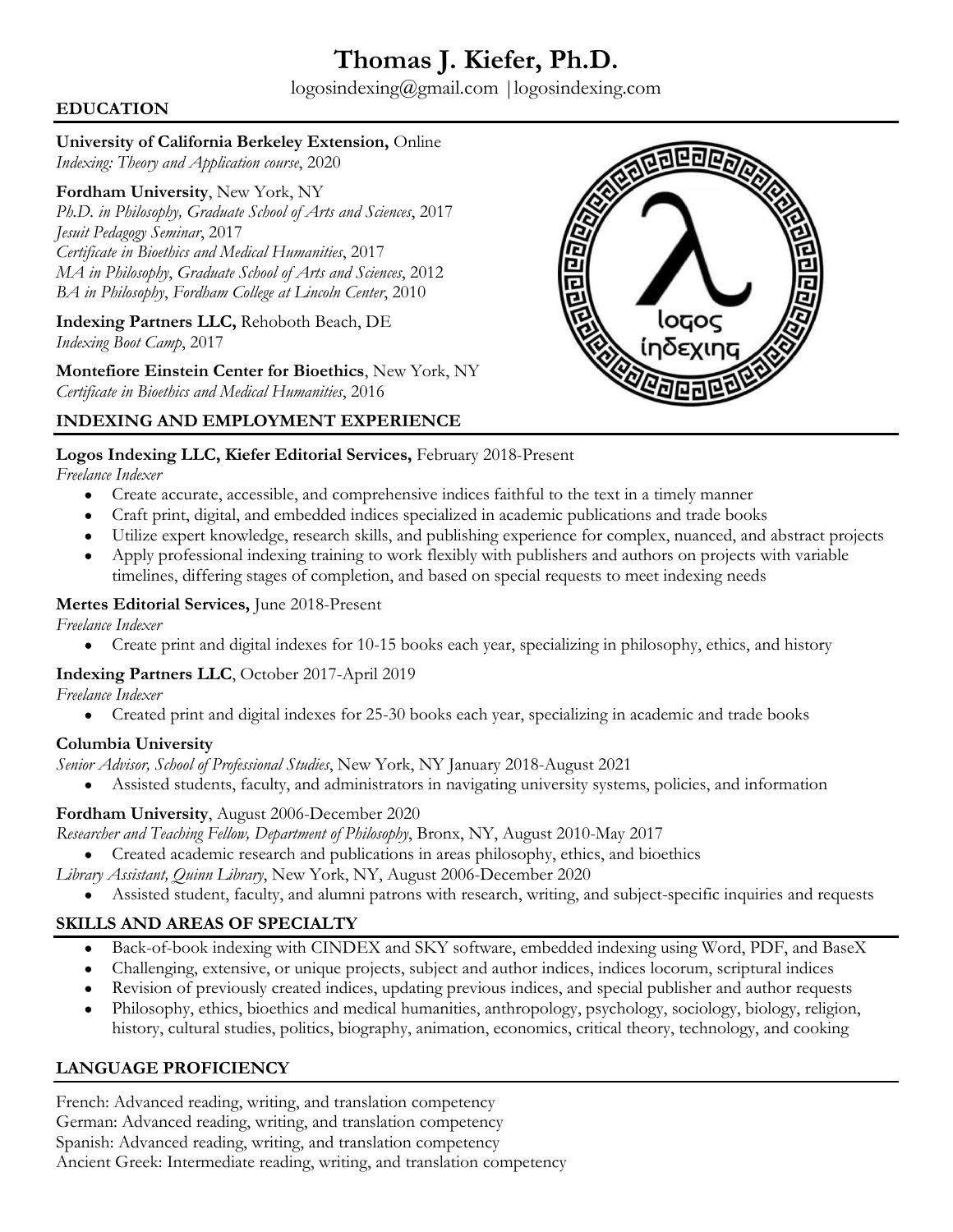# Thomas J. Kiefer, Ph.D.

logosindexing@gmail.com |logosindexing.com

## EDUCATION

**University of California Berkeley Extension,** Online
*Indexing: Theory and Application course*, 2020

**Fordham University**, New York, NY
*Ph.D. in Philosophy, Graduate School of Arts and Sciences*, 2017
*Jesuit Pedagogy Seminar*, 2017
*Certificate in Bioethics and Medical Humanities*, 2017
*MA in Philosophy*, *Graduate School of Arts and Sciences*, 2012
*BA in Philosophy*, *Fordham College at Lincoln Center*, 2010

**Indexing Partners LLC,** Rehoboth Beach, DE
*Indexing Boot Camp*, 2017

**Montefiore Einstein Center for Bioethics**, New York, NY
*Certificate in Bioethics and Medical Humanities*, 2016

## INDEXING AND EMPLOYMENT EXPERIENCE

**Logos Indexing LLC, Kiefer Editorial Services,** February 2018-Present
*Freelance Indexer*

- Create accurate, accessible, and comprehensive indices faithful to the text in a timely manner
- Craft print, digital, and embedded indices specialized in academic publications and trade books
- Utilize expert knowledge, research skills, and publishing experience for complex, nuanced, and abstract projects
- Apply professional indexing training to work flexibly with publishers and authors on projects with variable timelines, differing stages of completion, and based on special requests to meet indexing needs

**Mertes Editorial Services,** June 2018-Present
*Freelance Indexer*

- Create print and digital indexes for 10-15 books each year, specializing in philosophy, ethics, and history

**Indexing Partners LLC**, October 2017-April 2019
*Freelance Indexer*

- Created print and digital indexes for 25-30 books each year, specializing in academic and trade books

**Columbia University**
*Senior Advisor, School of Professional Studies*, New York, NY January 2018-August 2021

- Assisted students, faculty, and administrators in navigating university systems, policies, and information

**Fordham University**, August 2006-December 2020
*Researcher and Teaching Fellow, Department of Philosophy*, Bronx, NY, August 2010-May 2017

- Created academic research and publications in areas philosophy, ethics, and bioethics

*Library Assistant, Quinn Library*, New York, NY, August 2006-December 2020

- Assisted student, faculty, and alumni patrons with research, writing, and subject-specific inquiries and requests

## SKILLS AND AREAS OF SPECIALTY

- Back-of-book indexing with CINDEX and SKY software, embedded indexing using Word, PDF, and BaseX
- Challenging, extensive, or unique projects, subject and author indices, indices locorum, scriptural indices
- Revision of previously created indices, updating previous indices, and special publisher and author requests
- Philosophy, ethics, bioethics and medical humanities, anthropology, psychology, sociology, biology, religion, history, cultural studies, politics, biography, animation, economics, critical theory, technology, and cooking

## LANGUAGE PROFICIENCY

French: Advanced reading, writing, and translation competency
German: Advanced reading, writing, and translation competency
Spanish: Advanced reading, writing, and translation competency
Ancient Greek: Intermediate reading, writing, and translation competency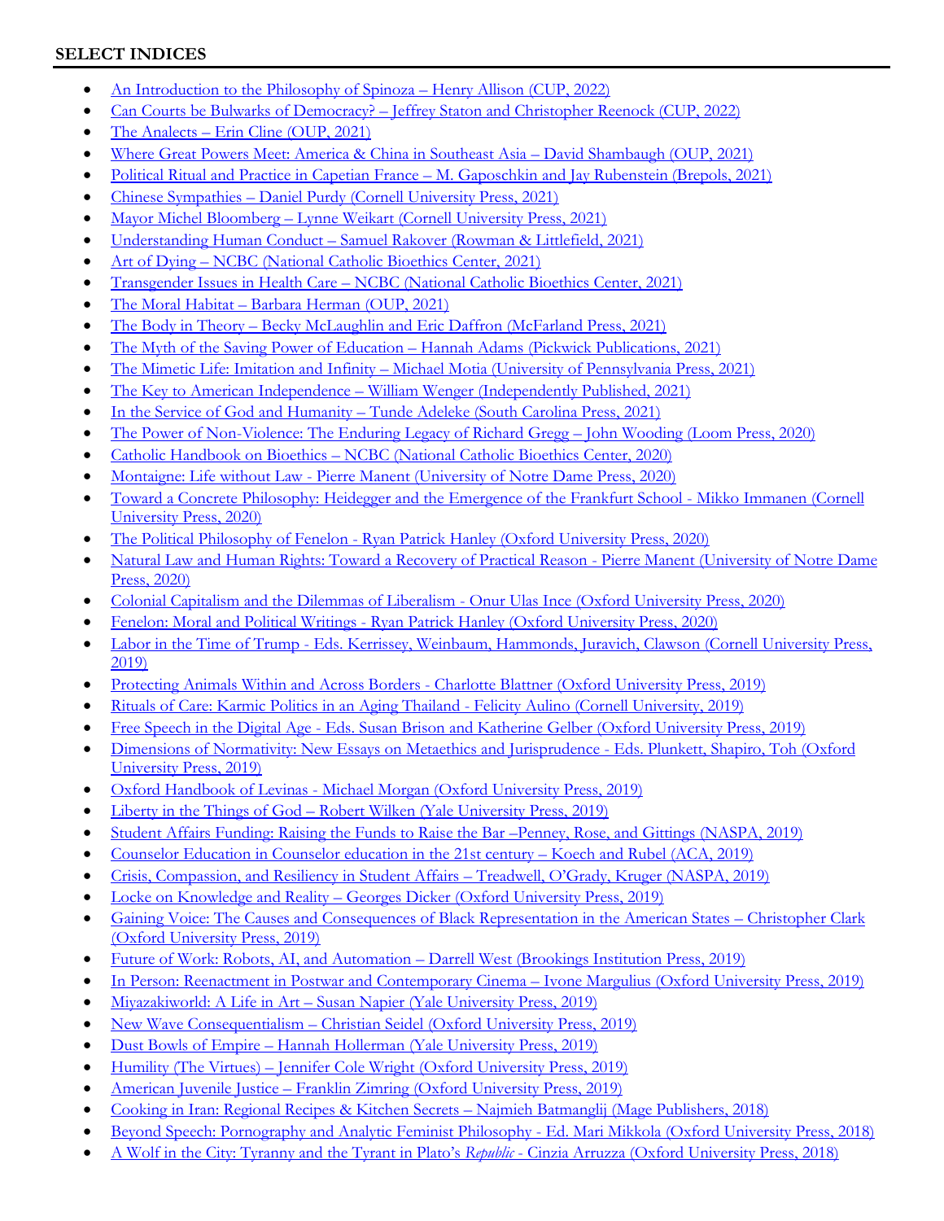**SELECT INDICES**

- An Introduction to the Philosophy of Spinoza – Henry Allison (CUP, 2022)
- Can Courts be Bulwarks of Democracy? – Jeffrey Staton and Christopher Reenock (CUP, 2022)
- The Analects – Erin Cline (OUP, 2021)
- Where Great Powers Meet: America & China in Southeast Asia – David Shambaugh (OUP, 2021)
- Political Ritual and Practice in Capetian France – M. Gaposchkin and Jay Rubenstein (Brepols, 2021)
- Chinese Sympathies – Daniel Purdy (Cornell University Press, 2021)
- Mayor Michel Bloomberg – Lynne Weikart (Cornell University Press, 2021)
- Understanding Human Conduct – Samuel Rakover (Rowman & Littlefield, 2021)
- Art of Dying – NCBC (National Catholic Bioethics Center, 2021)
- Transgender Issues in Health Care – NCBC (National Catholic Bioethics Center, 2021)
- The Moral Habitat – Barbara Herman (OUP, 2021)
- The Body in Theory – Becky McLaughlin and Eric Daffron (McFarland Press, 2021)
- The Myth of the Saving Power of Education – Hannah Adams (Pickwick Publications, 2021)
- The Mimetic Life: Imitation and Infinity – Michael Motia (University of Pennsylvania Press, 2021)
- The Key to American Independence – William Wenger (Independently Published, 2021)
- In the Service of God and Humanity – Tunde Adeleke (South Carolina Press, 2021)
- The Power of Non-Violence: The Enduring Legacy of Richard Gregg – John Wooding (Loom Press, 2020)
- Catholic Handbook on Bioethics – NCBC (National Catholic Bioethics Center, 2020)
- Montaigne: Life without Law - Pierre Manent (University of Notre Dame Press, 2020)
- Toward a Concrete Philosophy: Heidegger and the Emergence of the Frankfurt School - Mikko Immanen (Cornell University Press, 2020)
- The Political Philosophy of Fenelon - Ryan Patrick Hanley (Oxford University Press, 2020)
- Natural Law and Human Rights: Toward a Recovery of Practical Reason - Pierre Manent (University of Notre Dame Press, 2020)
- Colonial Capitalism and the Dilemmas of Liberalism - Onur Ulas Ince (Oxford University Press, 2020)
- Fenelon: Moral and Political Writings - Ryan Patrick Hanley (Oxford University Press, 2020)
- Labor in the Time of Trump - Eds. Kerrissey, Weinbaum, Hammonds, Juravich, Clawson (Cornell University Press, 2019)
- Protecting Animals Within and Across Borders - Charlotte Blattner (Oxford University Press, 2019)
- Rituals of Care: Karmic Politics in an Aging Thailand - Felicity Aulino (Cornell University, 2019)
- Free Speech in the Digital Age - Eds. Susan Brison and Katherine Gelber (Oxford University Press, 2019)
- Dimensions of Normativity: New Essays on Metaethics and Jurisprudence - Eds. Plunkett, Shapiro, Toh (Oxford University Press, 2019)
- Oxford Handbook of Levinas - Michael Morgan (Oxford University Press, 2019)
- Liberty in the Things of God – Robert Wilken (Yale University Press, 2019)
- Student Affairs Funding: Raising the Funds to Raise the Bar –Penney, Rose, and Gittings (NASPA, 2019)
- Counselor Education in Counselor education in the 21st century – Koech and Rubel (ACA, 2019)
- Crisis, Compassion, and Resiliency in Student Affairs – Treadwell, O'Grady, Kruger (NASPA, 2019)
- Locke on Knowledge and Reality – Georges Dicker (Oxford University Press, 2019)
- Gaining Voice: The Causes and Consequences of Black Representation in the American States – Christopher Clark (Oxford University Press, 2019)
- Future of Work: Robots, AI, and Automation – Darrell West (Brookings Institution Press, 2019)
- In Person: Reenactment in Postwar and Contemporary Cinema – Ivone Margulius (Oxford University Press, 2019)
- Miyazakiworld: A Life in Art – Susan Napier (Yale University Press, 2019)
- New Wave Consequentialism – Christian Seidel (Oxford University Press, 2019)
- Dust Bowls of Empire – Hannah Hollerman (Yale University Press, 2019)
- Humility (The Virtues) – Jennifer Cole Wright (Oxford University Press, 2019)
- American Juvenile Justice – Franklin Zimring (Oxford University Press, 2019)
- Cooking in Iran: Regional Recipes & Kitchen Secrets – Najmieh Batmanglij (Mage Publishers, 2018)
- Beyond Speech: Pornography and Analytic Feminist Philosophy - Ed. Mari Mikkola (Oxford University Press, 2018)
- A Wolf in the City: Tyranny and the Tyrant in Plato's *Republic* - Cinzia Arruzza (Oxford University Press, 2018)